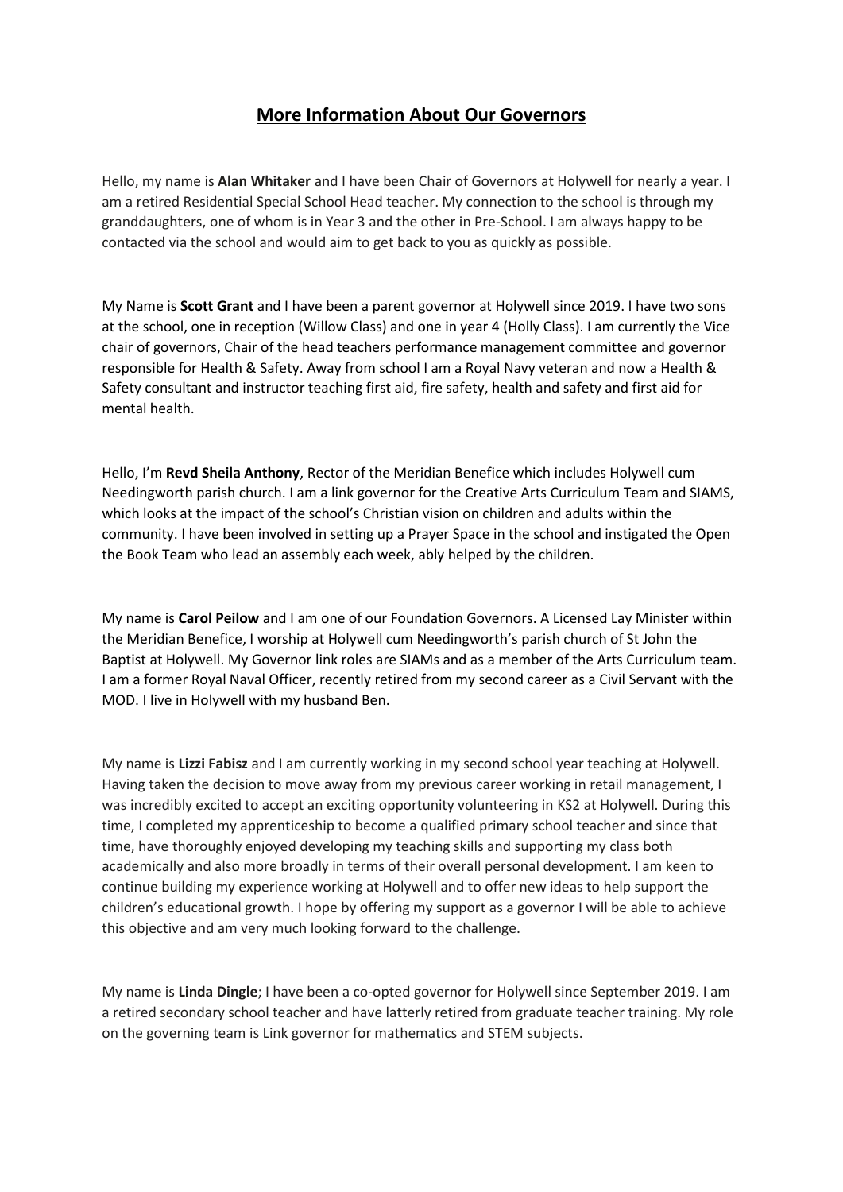# **More Information About Our Governors**

Hello, my name is **Alan Whitaker** and I have been Chair of Governors at Holywell for nearly a year. I am a retired Residential Special School Head teacher. My connection to the school is through my granddaughters, one of whom is in Year 3 and the other in Pre-School. I am always happy to be contacted via the school and would aim to get back to you as quickly as possible.

My Name is **Scott Grant** and I have been a parent governor at Holywell since 2019. I have two sons at the school, one in reception (Willow Class) and one in year 4 (Holly Class). I am currently the Vice chair of governors, Chair of the head teachers performance management committee and governor responsible for Health & Safety. Away from school I am a Royal Navy veteran and now a Health & Safety consultant and instructor teaching first aid, fire safety, health and safety and first aid for mental health.

Hello, I'm **Revd Sheila Anthony**, Rector of the Meridian Benefice which includes Holywell cum Needingworth parish church. I am a link governor for the Creative Arts Curriculum Team and SIAMS, which looks at the impact of the school's Christian vision on children and adults within the community. I have been involved in setting up a Prayer Space in the school and instigated the Open the Book Team who lead an assembly each week, ably helped by the children.

My name is **Carol Peilow** and I am one of our Foundation Governors. A Licensed Lay Minister within the Meridian Benefice, I worship at Holywell cum Needingworth's parish church of St John the Baptist at Holywell. My Governor link roles are SIAMs and as a member of the Arts Curriculum team. I am a former Royal Naval Officer, recently retired from my second career as a Civil Servant with the MOD. I live in Holywell with my husband Ben.

My name is **Lizzi Fabisz** and I am currently working in my second school year teaching at Holywell. Having taken the decision to move away from my previous career working in retail management, I was incredibly excited to accept an exciting opportunity volunteering in KS2 at Holywell. During this time, I completed my apprenticeship to become a qualified primary school teacher and since that time, have thoroughly enjoyed developing my teaching skills and supporting my class both academically and also more broadly in terms of their overall personal development. I am keen to continue building my experience working at Holywell and to offer new ideas to help support the children's educational growth. I hope by offering my support as a governor I will be able to achieve this objective and am very much looking forward to the challenge.

My name is **Linda Dingle**; I have been a co-opted governor for Holywell since September 2019. I am a retired secondary school teacher and have latterly retired from graduate teacher training. My role on the governing team is Link governor for mathematics and STEM subjects.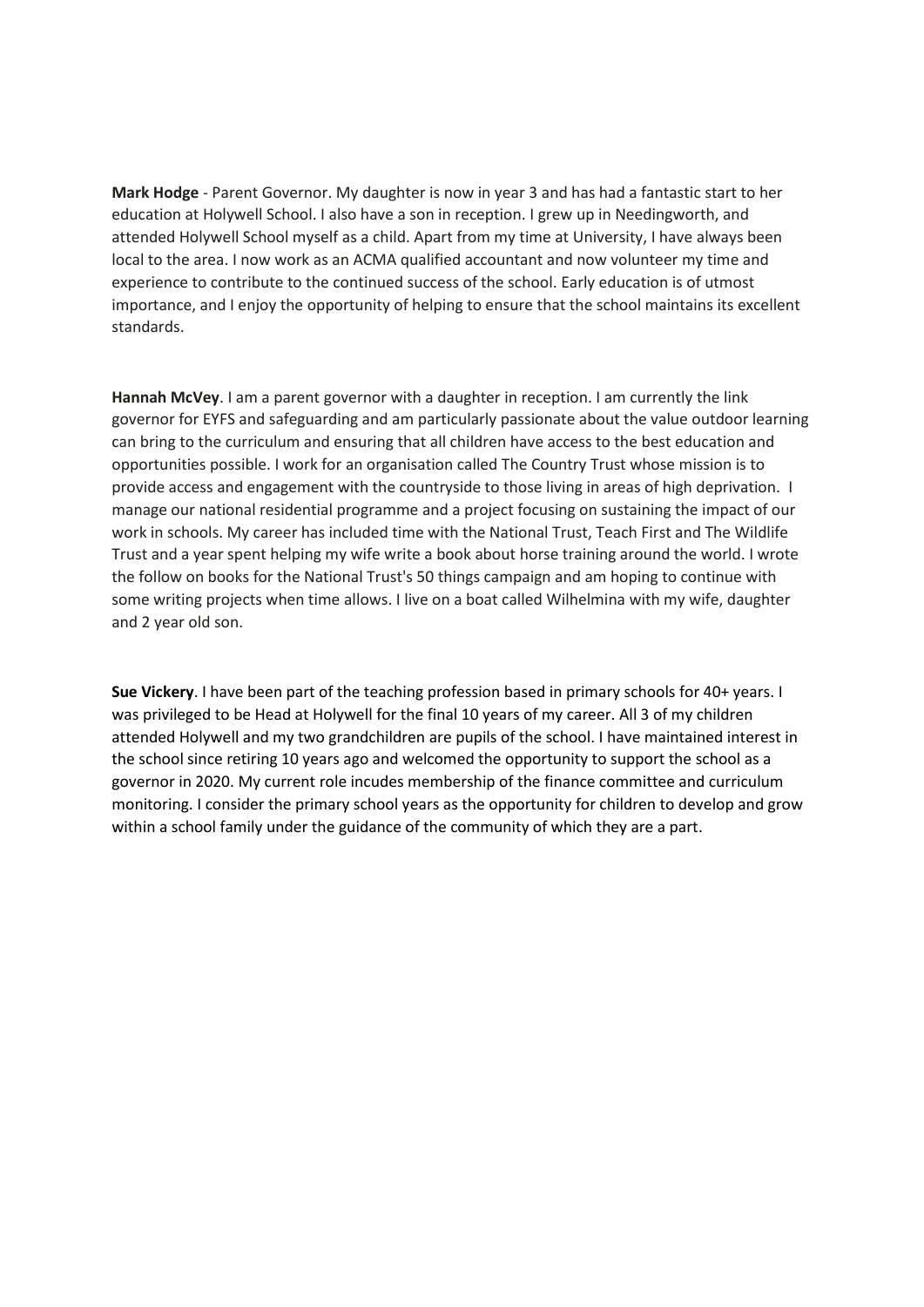**Mark Hodge** - Parent Governor. My daughter is now in year 3 and has had a fantastic start to her education at Holywell School. I also have a son in reception. I grew up in Needingworth, and attended Holywell School myself as a child. Apart from my time at University, I have always been local to the area. I now work as an ACMA qualified accountant and now volunteer my time and experience to contribute to the continued success of the school. Early education is of utmost importance, and I enjoy the opportunity of helping to ensure that the school maintains its excellent standards.

**Hannah McVey**. I am a parent governor with a daughter in reception. I am currently the link governor for EYFS and safeguarding and am particularly passionate about the value outdoor learning can bring to the curriculum and ensuring that all children have access to the best education and opportunities possible. I work for an organisation called The Country Trust whose mission is to provide access and engagement with the countryside to those living in areas of high deprivation. I manage our national residential programme and a project focusing on sustaining the impact of our work in schools. My career has included time with the National Trust, Teach First and The Wildlife Trust and a year spent helping my wife write a book about horse training around the world. I wrote the follow on books for the National Trust's 50 things campaign and am hoping to continue with some writing projects when time allows. I live on a boat called Wilhelmina with my wife, daughter and 2 year old son.

**Sue Vickery**. I have been part of the teaching profession based in primary schools for 40+ years. I was privileged to be Head at Holywell for the final 10 years of my career. All 3 of my children attended Holywell and my two grandchildren are pupils of the school. I have maintained interest in the school since retiring 10 years ago and welcomed the opportunity to support the school as a governor in 2020. My current role incudes membership of the finance committee and curriculum monitoring. I consider the primary school years as the opportunity for children to develop and grow within a school family under the guidance of the community of which they are a part.